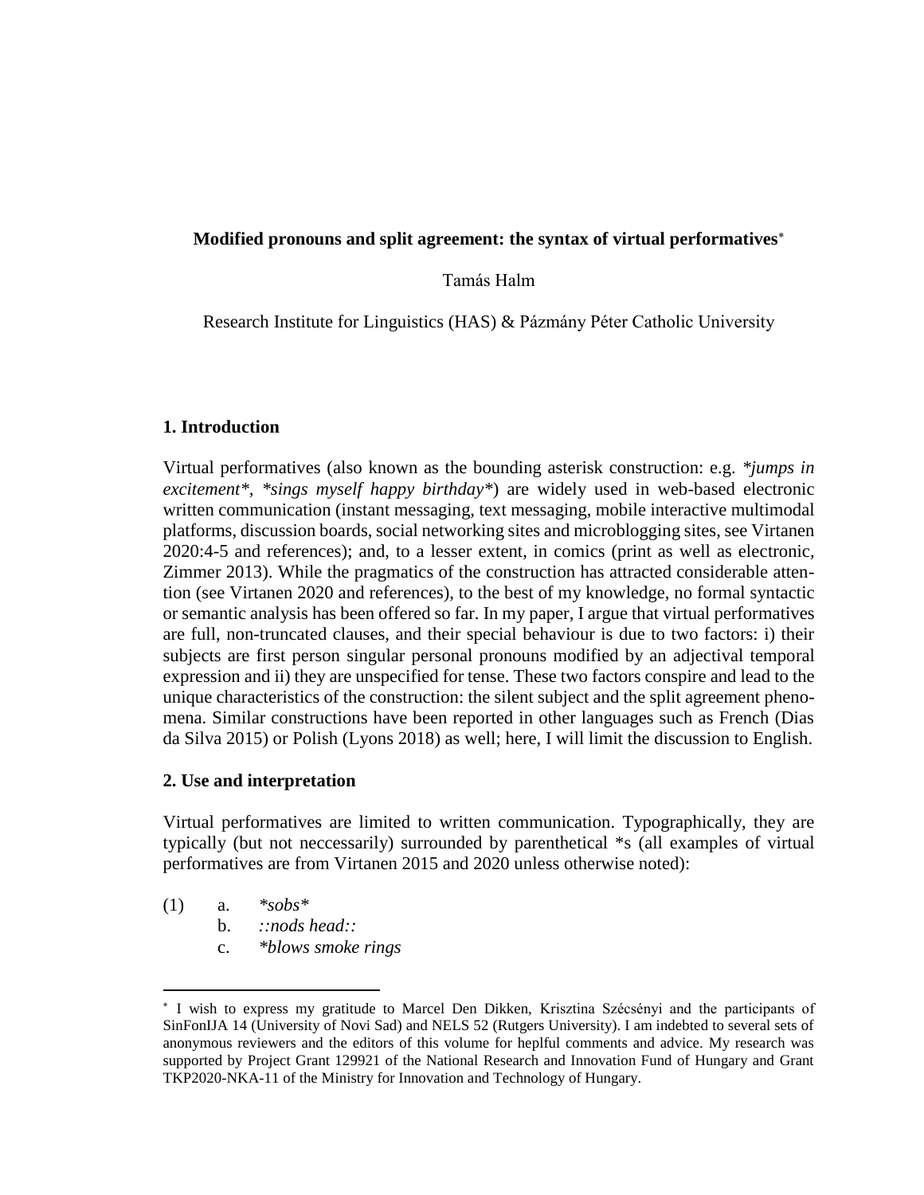**Modified pronouns and split agreement: the syntax of virtual performatives**[*]

Tamás Halm

Research Institute for Linguistics (HAS) & Pázmány Péter Catholic University

## 1. Introduction

Virtual performatives (also known as the bounding asterisk construction: e.g. *\*jumps in excitement\**, *\*sings myself happy birthday\**) are widely used in web-based electronic written communication (instant messaging, text messaging, mobile interactive multimodal platforms, discussion boards, social networking sites and microblogging sites, see Virtanen 2020:4-5 and references); and, to a lesser extent, in comics (print as well as electronic, Zimmer 2013). While the pragmatics of the construction has attracted considerable attention (see Virtanen 2020 and references), to the best of my knowledge, no formal syntactic or semantic analysis has been offered so far. In my paper, I argue that virtual performatives are full, non-truncated clauses, and their special behaviour is due to two factors: i) their subjects are first person singular personal pronouns modified by an adjectival temporal expression and ii) they are unspecified for tense. These two factors conspire and lead to the unique characteristics of the construction: the silent subject and the split agreement phenomena. Similar constructions have been reported in other languages such as French (Dias da Silva 2015) or Polish (Lyons 2018) as well; here, I will limit the discussion to English.

## 2. Use and interpretation

Virtual performatives are limited to written communication. Typographically, they are typically (but not neccessarily) surrounded by parenthetical \*s (all examples of virtual performatives are from Virtanen 2015 and 2020 unless otherwise noted):

(1) a. *\*sobs\**
 b. *::nods head::*
 c. *\*blows smoke rings*

---

[*] I wish to express my gratitude to Marcel Den Dikken, Krisztina Szécsényi and the participants of SinFonIJA 14 (University of Novi Sad) and NELS 52 (Rutgers University). I am indebted to several sets of anonymous reviewers and the editors of this volume for heplful comments and advice. My research was supported by Project Grant 129921 of the National Research and Innovation Fund of Hungary and Grant TKP2020-NKA-11 of the Ministry for Innovation and Technology of Hungary.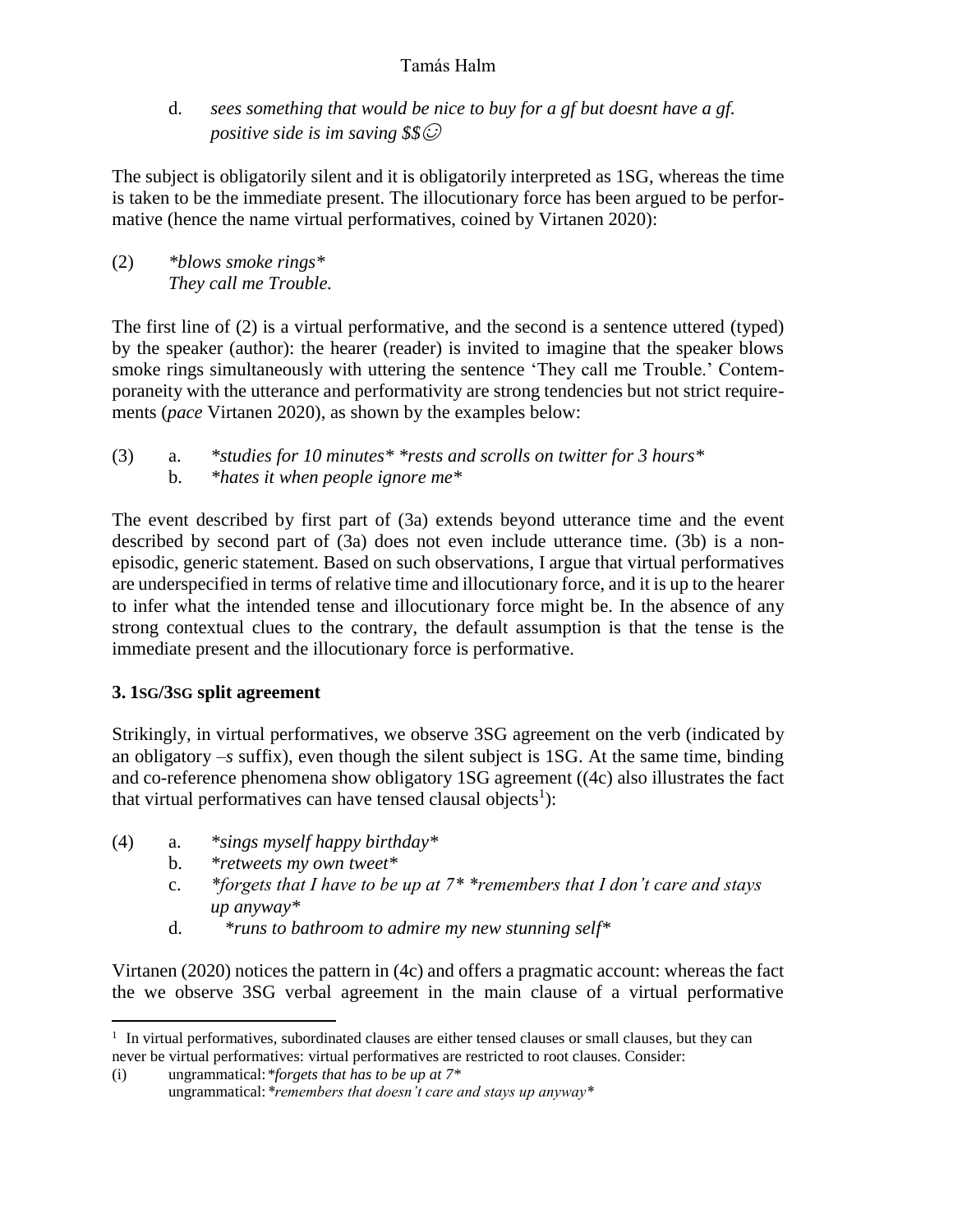d. *sees something that would be nice to buy for a gf but doesnt have a gf. positive side is im saving $$☺*

The subject is obligatorily silent and it is obligatorily interpreted as 1SG, whereas the time is taken to be the immediate present. The illocutionary force has been argued to be performative (hence the name virtual performatives, coined by Virtanen 2020):

(2) *\*blows smoke rings\**
*They call me Trouble.*

The first line of (2) is a virtual performative, and the second is a sentence uttered (typed) by the speaker (author): the hearer (reader) is invited to imagine that the speaker blows smoke rings simultaneously with uttering the sentence 'They call me Trouble.' Contemporaneity with the utterance and performativity are strong tendencies but not strict requirements (*pace* Virtanen 2020), as shown by the examples below:

(3) a. *\*studies for 10 minutes\* \*rests and scrolls on twitter for 3 hours\**
b. *\*hates it when people ignore me\**

The event described by first part of (3a) extends beyond utterance time and the event described by second part of (3a) does not even include utterance time. (3b) is a non-episodic, generic statement. Based on such observations, I argue that virtual performatives are underspecified in terms of relative time and illocutionary force, and it is up to the hearer to infer what the intended tense and illocutionary force might be. In the absence of any strong contextual clues to the contrary, the default assumption is that the tense is the immediate present and the illocutionary force is performative.

## 3. 1SG/3SG split agreement

Strikingly, in virtual performatives, we observe 3SG agreement on the verb (indicated by an obligatory *–s* suffix), even though the silent subject is 1SG. At the same time, binding and co-reference phenomena show obligatory 1SG agreement ((4c) also illustrates the fact that virtual performatives can have tensed clausal objects[1]):

(4) a. *\*sings myself happy birthday\**
b. *\*retweets my own tweet\**
c. *\*forgets that I have to be up at 7\* \*remembers that I don't care and stays up anyway\**
d. *\*runs to bathroom to admire my new stunning self\**

Virtanen (2020) notices the pattern in (4c) and offers a pragmatic account: whereas the fact the we observe 3SG verbal agreement in the main clause of a virtual performative

[1] In virtual performatives, subordinated clauses are either tensed clauses or small clauses, but they can never be virtual performatives: virtual performatives are restricted to root clauses. Consider:
(i) ungrammatical: *\*forgets that has to be up at 7\**
ungrammatical: *\*remembers that doesn't care and stays up anyway\**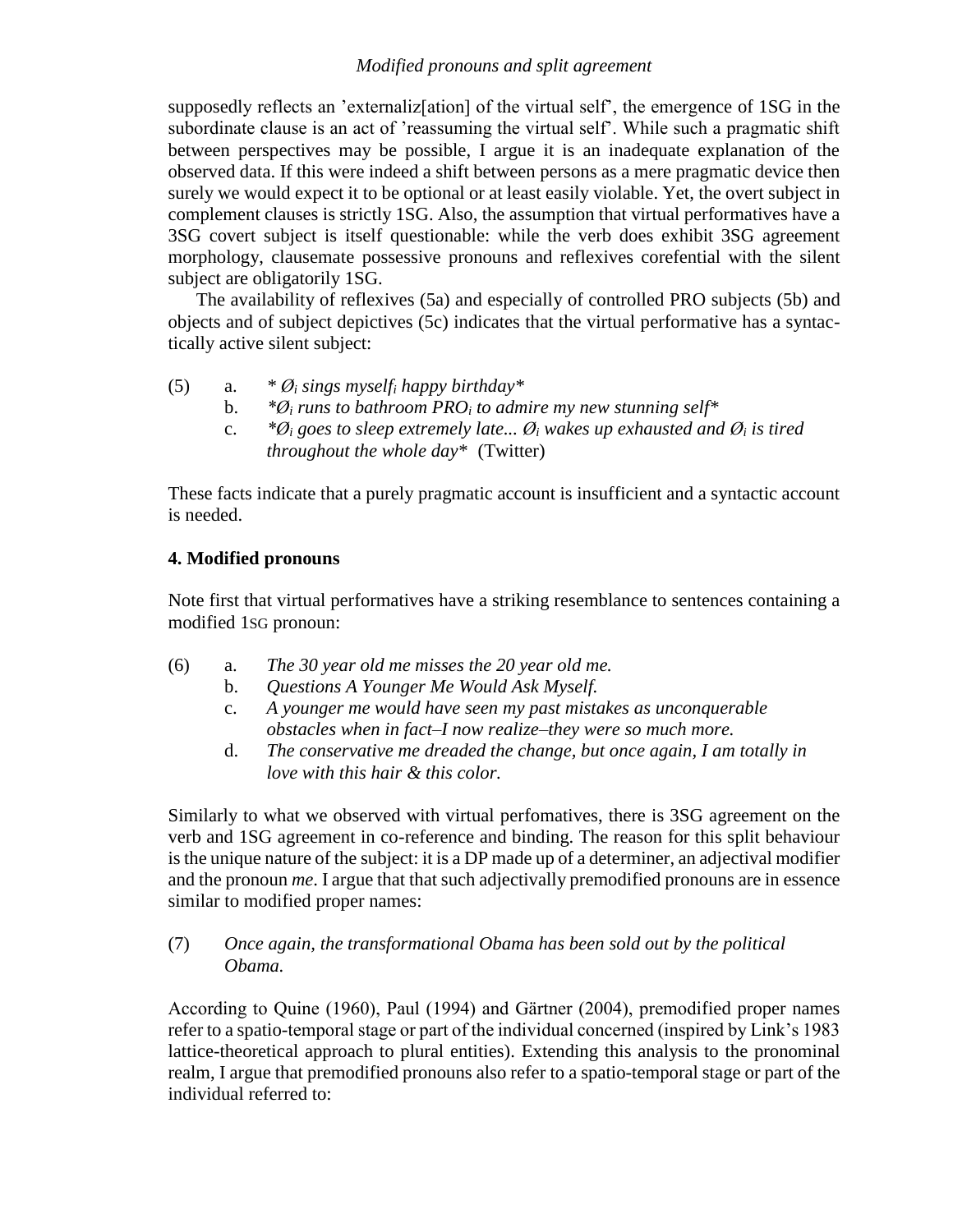supposedly reflects an 'externaliz[ation] of the virtual self', the emergence of 1SG in the subordinate clause is an act of 'reassuming the virtual self'. While such a pragmatic shift between perspectives may be possible, I argue it is an inadequate explanation of the observed data. If this were indeed a shift between persons as a mere pragmatic device then surely we would expect it to be optional or at least easily violable. Yet, the overt subject in complement clauses is strictly 1SG. Also, the assumption that virtual performatives have a 3SG covert subject is itself questionable: while the verb does exhibit 3SG agreement morphology, clausemate possessive pronouns and reflexives corefential with the silent subject are obligatorily 1SG.

The availability of reflexives (5a) and especially of controlled PRO subjects (5b) and objects and of subject depictives (5c) indicates that the virtual performative has a syntactically active silent subject:

(5) a. *\* $Ø_i$ sings $myself_i$ happy birthday\**
b. *\*$Ø_i$ runs to bathroom $PRO_i$ to admire my new stunning self\**
c. *\*$Ø_i$ goes to sleep extremely late... $Ø_i$ wakes up exhausted and $Ø_i$ is tired throughout the whole day\** (Twitter)

These facts indicate that a purely pragmatic account is insufficient and a syntactic account is needed.

## 4. Modified pronouns

Note first that virtual performatives have a striking resemblance to sentences containing a modified 1SG pronoun:

(6) a. *The 30 year old me misses the 20 year old me.*
b. *Questions A Younger Me Would Ask Myself.*
c. *A younger me would have seen my past mistakes as unconquerable obstacles when in fact–I now realize–they were so much more.*
d. *The conservative me dreaded the change, but once again, I am totally in love with this hair & this color.*

Similarly to what we observed with virtual perfomatives, there is 3SG agreement on the verb and 1SG agreement in co-reference and binding. The reason for this split behaviour is the unique nature of the subject: it is a DP made up of a determiner, an adjectival modifier and the pronoun *me*. I argue that that such adjectivally premodified pronouns are in essence similar to modified proper names:

(7) *Once again, the transformational Obama has been sold out by the political Obama.*

According to Quine (1960), Paul (1994) and Gärtner (2004), premodified proper names refer to a spatio-temporal stage or part of the individual concerned (inspired by Link's 1983 lattice-theoretical approach to plural entities). Extending this analysis to the pronominal realm, I argue that premodified pronouns also refer to a spatio-temporal stage or part of the individual referred to: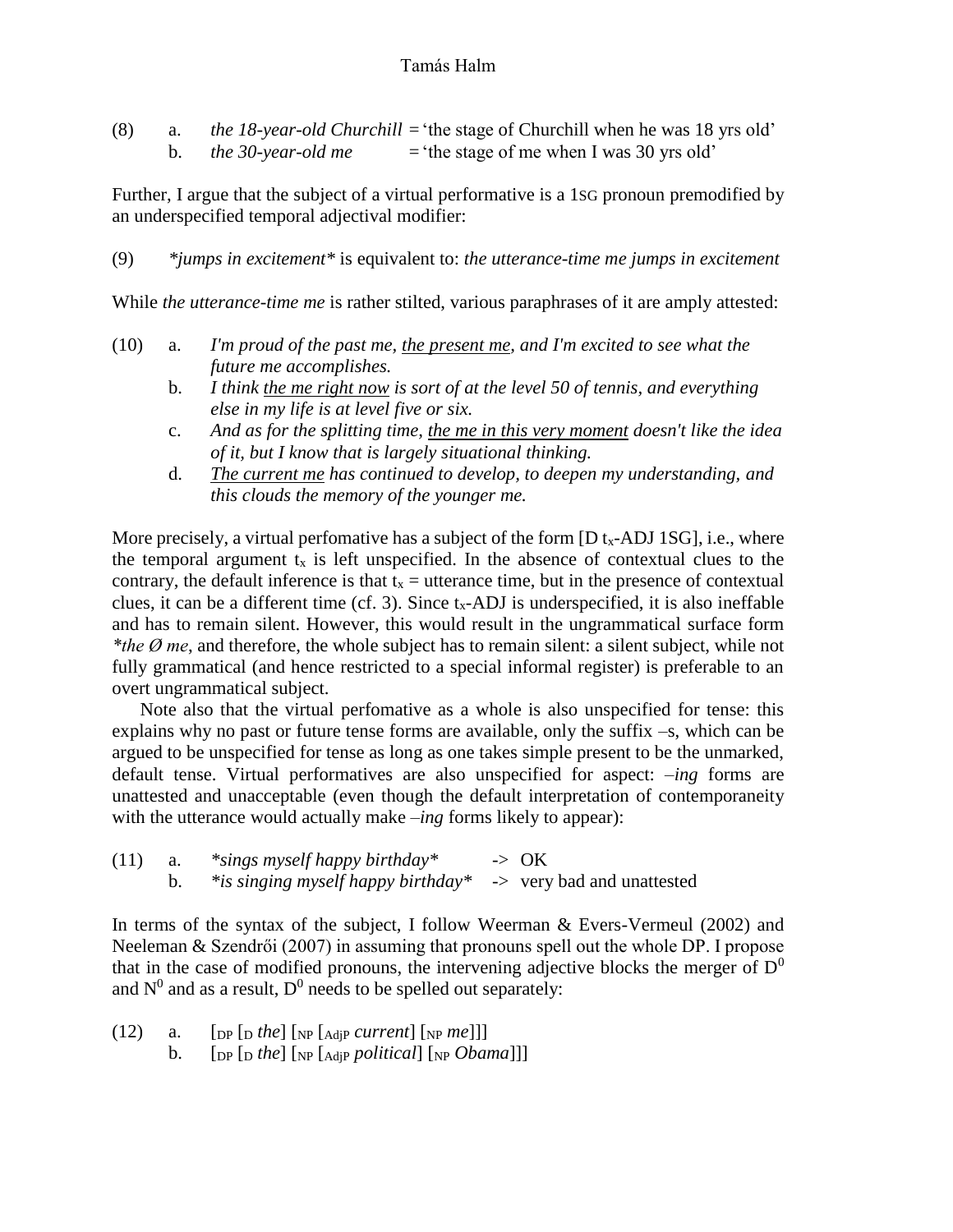(8) a. *the 18-year-old Churchill* = 'the stage of Churchill when he was 18 yrs old'
 b. *the 30-year-old me* = 'the stage of me when I was 30 yrs old'

Further, I argue that the subject of a virtual performative is a 1SG pronoun premodified by an underspecified temporal adjectival modifier:

(9) **jumps in excitement** is equivalent to: *the utterance-time me jumps in excitement*

While *the utterance-time me* is rather stilted, various paraphrases of it are amply attested:

(10) a. *I'm proud of the past me, <u>the present me</u>, and I'm excited to see what the future me accomplishes.*
 b. *I think <u>the me right now</u> is sort of at the level 50 of tennis, and everything else in my life is at level five or six.*
 c. *And as for the splitting time, <u>the me in this very moment</u> doesn't like the idea of it, but I know that is largely situational thinking.*
 d. *<u>The current me</u> has continued to develop, to deepen my understanding, and this clouds the memory of the younger me.*

More precisely, a virtual perfomative has a subject of the form [D $t_x$-ADJ 1SG], i.e., where the temporal argument $t_x$ is left unspecified. In the absence of contextual clues to the contrary, the default inference is that $t_x$ = utterance time, but in the presence of contextual clues, it can be a different time (cf. 3). Since $t_x$-ADJ is underspecified, it is also ineffable and has to remain silent. However, this would result in the ungrammatical surface form *\*the Ø me*, and therefore, the whole subject has to remain silent: a silent subject, while not fully grammatical (and hence restricted to a special informal register) is preferable to an overt ungrammatical subject.

Note also that the virtual perfomative as a whole is also unspecified for tense: this explains why no past or future tense forms are available, only the suffix –s, which can be argued to be unspecified for tense as long as one takes simple present to be the unmarked, default tense. Virtual performatives are also unspecified for aspect: *–ing* forms are unattested and unacceptable (even though the default interpretation of contemporaneity with the utterance would actually make *–ing* forms likely to appear):

(11) a. **sings myself happy birthday** -> OK
 b. **is singing myself happy birthday** -> very bad and unattested

In terms of the syntax of the subject, I follow Weerman & Evers-Vermeul (2002) and Neeleman & Szendrői (2007) in assuming that pronouns spell out the whole DP. I propose that in the case of modified pronouns, the intervening adjective blocks the merger of $D^0$ and $N^0$ and as a result, $D^0$ needs to be spelled out separately:

(12) a. $[_{DP}$ $[_{D}$ *the*$]$ $[_{NP}$ $[_{AdjP}$ *current*$]$ $[_{NP}$ *me*$]]]$
 b. $[_{DP}$ $[_{D}$ *the*$]$ $[_{NP}$ $[_{AdjP}$ *political*$]$ $[_{NP}$ *Obama*$]]]$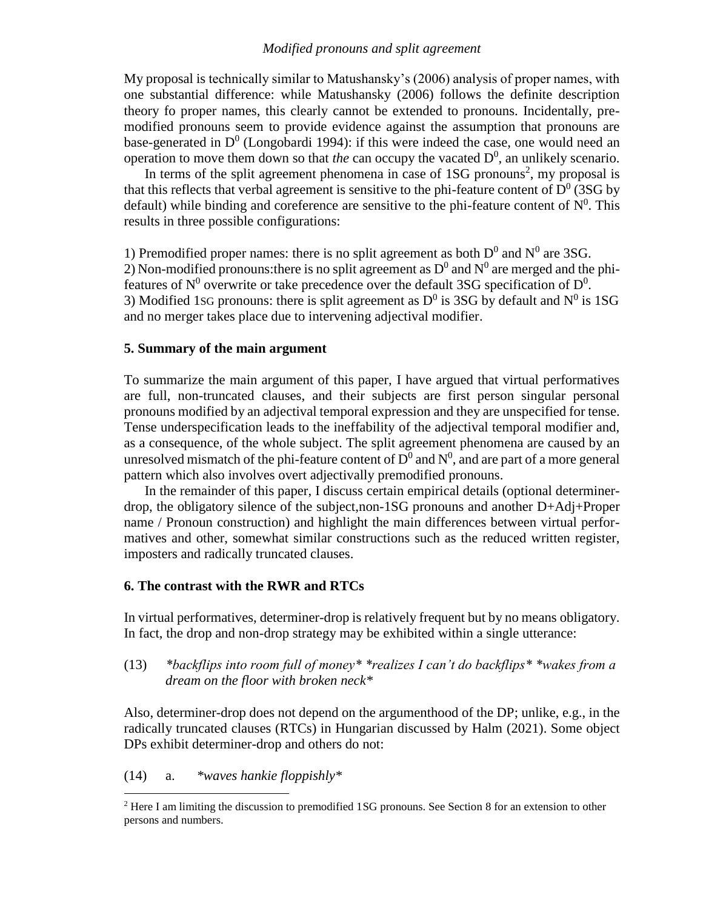My proposal is technically similar to Matushansky's (2006) analysis of proper names, with one substantial difference: while Matushansky (2006) follows the definite description theory fo proper names, this clearly cannot be extended to pronouns. Incidentally, pre-modified pronouns seem to provide evidence against the assumption that pronouns are base-generated in $D^0$ (Longobardi 1994): if this were indeed the case, one would need an operation to move them down so that *the* can occupy the vacated $D^0$, an unlikely scenario.

In terms of the split agreement phenomena in case of 1SG pronouns[2], my proposal is that this reflects that verbal agreement is sensitive to the phi-feature content of $D^0$ (3SG by default) while binding and coreference are sensitive to the phi-feature content of $N^0$. This results in three possible configurations:

1) Premodified proper names: there is no split agreement as both $D^0$ and $N^0$ are 3SG.
2) Non-modified pronouns:there is no split agreement as $D^0$ and $N^0$ are merged and the phi-features of $N^0$ overwrite or take precedence over the default 3SG specification of $D^0$.
3) Modified 1SG pronouns: there is split agreement as $D^0$ is 3SG by default and $N^0$ is 1SG and no merger takes place due to intervening adjectival modifier.

## 5. Summary of the main argument

To summarize the main argument of this paper, I have argued that virtual performatives are full, non-truncated clauses, and their subjects are first person singular personal pronouns modified by an adjectival temporal expression and they are unspecified for tense. Tense underspecification leads to the ineffability of the adjectival temporal modifier and, as a consequence, of the whole subject. The split agreement phenomena are caused by an unresolved mismatch of the phi-feature content of $D^0$ and $N^0$, and are part of a more general pattern which also involves overt adjectivally premodified pronouns.

In the remainder of this paper, I discuss certain empirical details (optional determiner-drop, the obligatory silence of the subject,non-1SG pronouns and another D+Adj+Proper name / Pronoun construction) and highlight the main differences between virtual performatives and other, somewhat similar constructions such as the reduced written register, imposters and radically truncated clauses.

## 6. The contrast with the RWR and RTCs

In virtual performatives, determiner-drop is relatively frequent but by no means obligatory. In fact, the drop and non-drop strategy may be exhibited within a single utterance:

(13) *\*backflips into room full of money\* \*realizes I can't do backflips\* \*wakes from a dream on the floor with broken neck\**

Also, determiner-drop does not depend on the argumenthood of the DP; unlike, e.g., in the radically truncated clauses (RTCs) in Hungarian discussed by Halm (2021). Some object DPs exhibit determiner-drop and others do not:

(14) a. *\*waves hankie floppishly\**

[2] Here I am limiting the discussion to premodified 1SG pronouns. See Section 8 for an extension to other persons and numbers.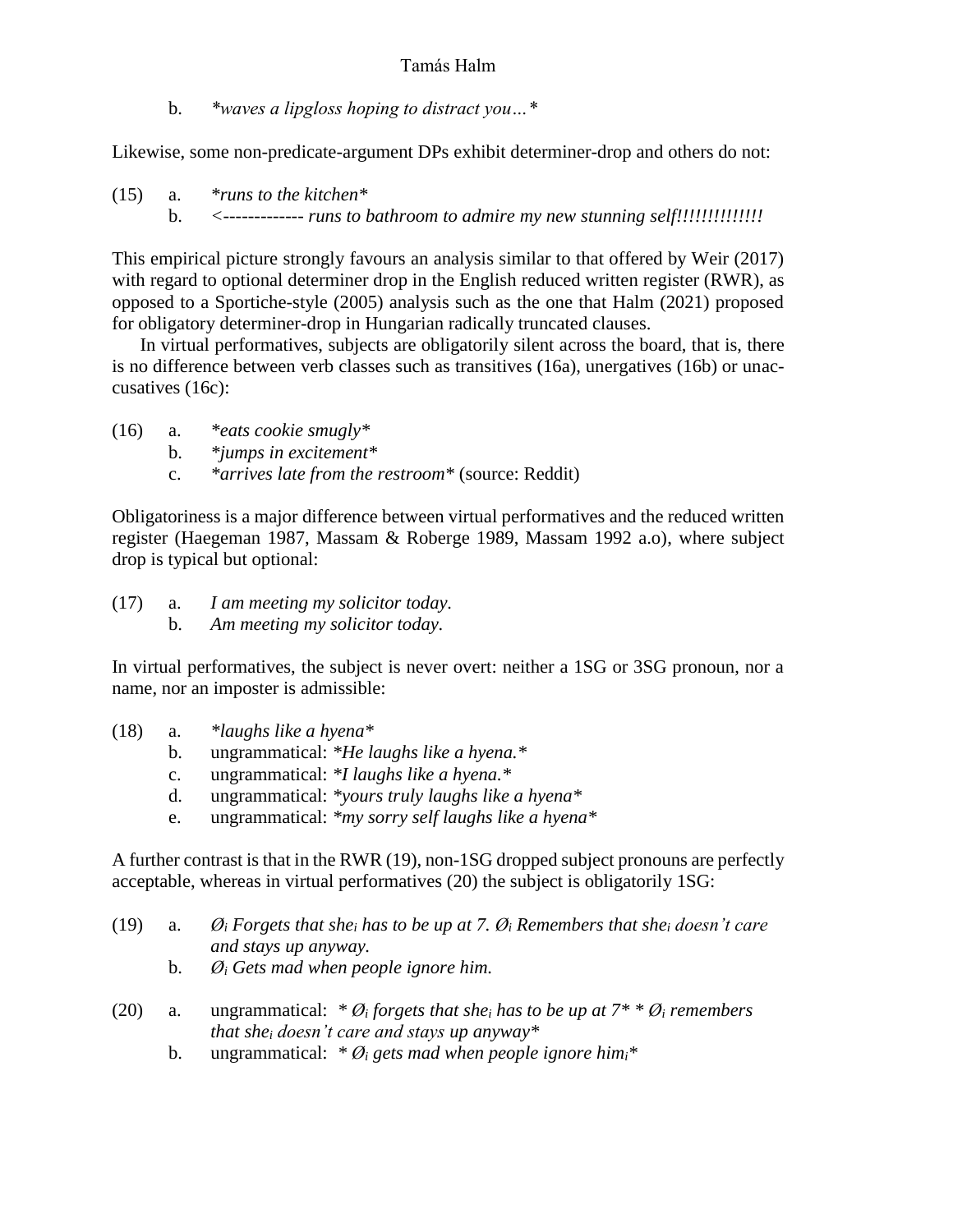b. *\*waves a lipgloss hoping to distract you…\**

Likewise, some non-predicate-argument DPs exhibit determiner-drop and others do not:

(15) a. *\*runs to the kitchen\**
b. *<------------- runs to bathroom to admire my new stunning self!!!!!!!!!!!!!!*

This empirical picture strongly favours an analysis similar to that offered by Weir (2017) with regard to optional determiner drop in the English reduced written register (RWR), as opposed to a Sportiche-style (2005) analysis such as the one that Halm (2021) proposed for obligatory determiner-drop in Hungarian radically truncated clauses.

In virtual performatives, subjects are obligatorily silent across the board, that is, there is no difference between verb classes such as transitives (16a), unergatives (16b) or unaccusatives (16c):

(16) a. *\*eats cookie smugly\**
b. *\*jumps in excitement\**
c. *\*arrives late from the restroom\** (source: Reddit)

Obligatoriness is a major difference between virtual performatives and the reduced written register (Haegeman 1987, Massam & Roberge 1989, Massam 1992 a.o), where subject drop is typical but optional:

(17) a. *I am meeting my solicitor today.*
b. *Am meeting my solicitor today.*

In virtual performatives, the subject is never overt: neither a 1SG or 3SG pronoun, nor a name, nor an imposter is admissible:

(18) a. *\*laughs like a hyena\**
b. ungrammatical: *\*He laughs like a hyena.\**
c. ungrammatical: *\*I laughs like a hyena.\**
d. ungrammatical: *\*yours truly laughs like a hyena\**
e. ungrammatical: *\*my sorry self laughs like a hyena\**

A further contrast is that in the RWR (19), non-1SG dropped subject pronouns are perfectly acceptable, whereas in virtual performatives (20) the subject is obligatorily 1SG:

(19) a. *$Ø_i$ Forgets that $she_i$ has to be up at 7. $Ø_i$ Remembers that $she_i$ doesn't care and stays up anyway.*
b. *$Ø_i$ Gets mad when people ignore him.*

(20) a. ungrammatical: *\* $Ø_i$ forgets that $she_i$ has to be up at 7\* \* $Ø_i$ remembers that $she_i$ doesn't care and stays up anyway\**
b. ungrammatical: *\* $Ø_i$ gets mad when people ignore $him_i$\**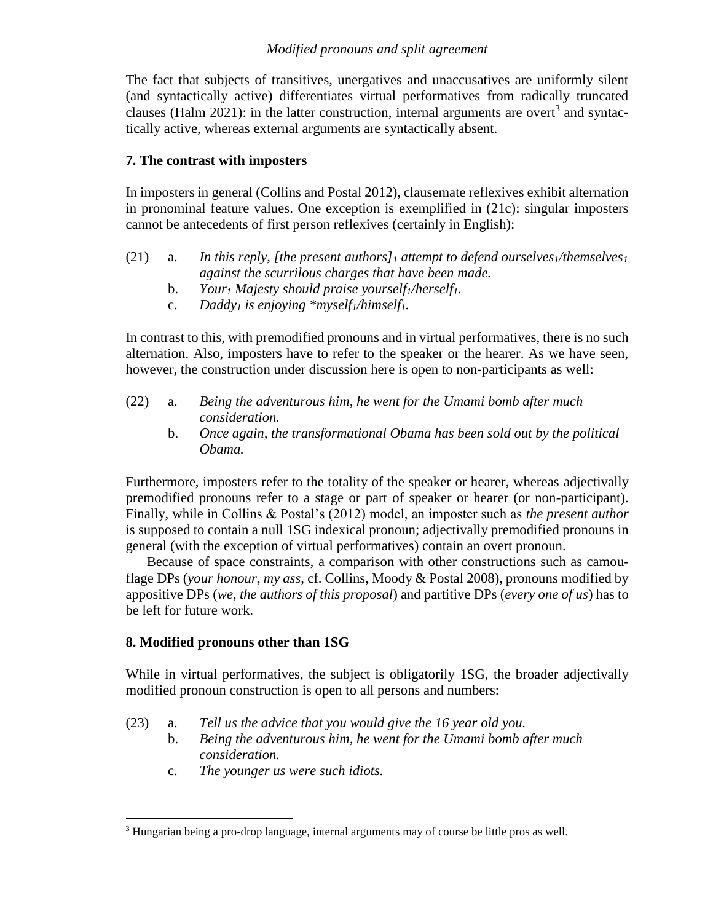The fact that subjects of transitives, unergatives and unaccusatives are uniformly silent (and syntactically active) differentiates virtual performatives from radically truncated clauses (Halm 2021): in the latter construction, internal arguments are overt[3] and syntactically active, whereas external arguments are syntactically absent.

## 7. The contrast with imposters

In imposters in general (Collins and Postal 2012), clausemate reflexives exhibit alternation in pronominal feature values. One exception is exemplified in (21c): singular imposters cannot be antecedents of first person reflexives (certainly in English):

(21) a. *In this reply, [the present authors]$_1$ attempt to defend ourselves$_1$/themselves$_1$ against the scurrilous charges that have been made.*

b. *Your$_1$ Majesty should praise yourself$_1$/herself$_1$.*

c. *Daddy$_1$ is enjoying *myself$_1$/himself$_1$.*

In contrast to this, with premodified pronouns and in virtual performatives, there is no such alternation. Also, imposters have to refer to the speaker or the hearer. As we have seen, however, the construction under discussion here is open to non-participants as well:

(22) a. *Being the adventurous him, he went for the Umami bomb after much consideration.*

b. *Once again, the transformational Obama has been sold out by the political Obama.*

Furthermore, imposters refer to the totality of the speaker or hearer, whereas adjectivally premodified pronouns refer to a stage or part of speaker or hearer (or non-participant). Finally, while in Collins & Postal's (2012) model, an imposter such as *the present author* is supposed to contain a null 1SG indexical pronoun; adjectivally premodified pronouns in general (with the exception of virtual performatives) contain an overt pronoun.

Because of space constraints, a comparison with other constructions such as camouflage DPs (*your honour*, *my ass*, cf. Collins, Moody & Postal 2008), pronouns modified by appositive DPs (*we, the authors of this proposal*) and partitive DPs (*every one of us*) has to be left for future work.

## 8. Modified pronouns other than 1SG

While in virtual performatives, the subject is obligatorily 1SG, the broader adjectivally modified pronoun construction is open to all persons and numbers:

(23) a. *Tell us the advice that you would give the 16 year old you.*

b. *Being the adventurous him, he went for the Umami bomb after much consideration.*

c. *The younger us were such idiots.*

[3] Hungarian being a pro-drop language, internal arguments may of course be little pros as well.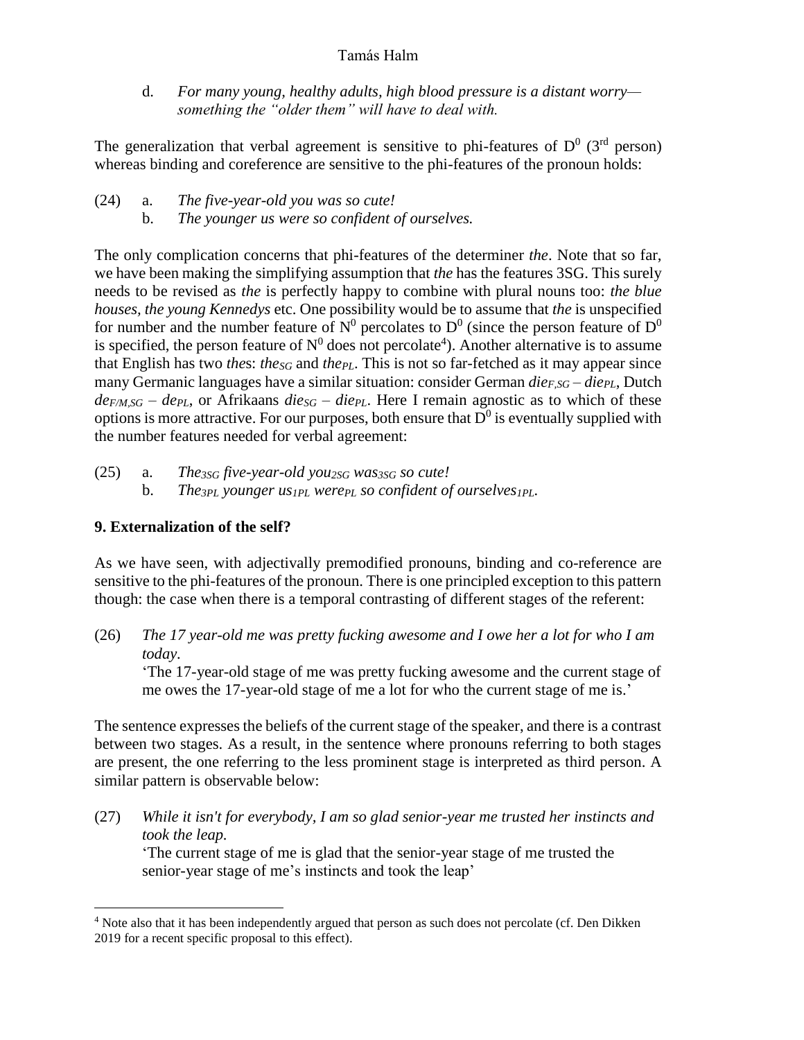d. *For many young, healthy adults, high blood pressure is a distant worry—something the "older them" will have to deal with.*

The generalization that verbal agreement is sensitive to phi-features of $D^0$ (3rd person) whereas binding and coreference are sensitive to the phi-features of the pronoun holds:

(24) a. *The five-year-old you was so cute!*
 b. *The younger us were so confident of ourselves.*

The only complication concerns that phi-features of the determiner *the*. Note that so far, we have been making the simplifying assumption that *the* has the features 3SG. This surely needs to be revised as *the* is perfectly happy to combine with plural nouns too: *the blue houses, the young Kennedys* etc. One possibility would be to assume that *the* is unspecified for number and the number feature of $N^0$ percolates to $D^0$ (since the person feature of $D^0$ is specified, the person feature of $N^0$ does not percolate[4]). Another alternative is to assume that English has two *the*s: $the_{SG}$ and $the_{PL}$. This is not so far-fetched as it may appear since many Germanic languages have a similar situation: consider German $die_{F,SG}$ – $die_{PL}$, Dutch $de_{F/M,SG}$ – $de_{PL}$, or Afrikaans $die_{SG}$ – $die_{PL}$. Here I remain agnostic as to which of these options is more attractive. For our purposes, both ensure that $D^0$ is eventually supplied with the number features needed for verbal agreement:

(25) a. *$The_{3SG}$ five-year-old $you_{2SG}$ $was_{3SG}$ so cute!*
 b. *$The_{3PL}$ younger $us_{1PL}$ $were_{PL}$ so confident of $ourselves_{1PL}$.*

## 9. Externalization of the self?

As we have seen, with adjectivally premodified pronouns, binding and co-reference are sensitive to the phi-features of the pronoun. There is one principled exception to this pattern though: the case when there is a temporal contrasting of different stages of the referent:

(26) *The 17 year-old me was pretty fucking awesome and I owe her a lot for who I am today.*
'The 17-year-old stage of me was pretty fucking awesome and the current stage of me owes the 17-year-old stage of me a lot for who the current stage of me is.'

The sentence expresses the beliefs of the current stage of the speaker, and there is a contrast between two stages. As a result, in the sentence where pronouns referring to both stages are present, the one referring to the less prominent stage is interpreted as third person. A similar pattern is observable below:

(27) *While it isn't for everybody, I am so glad senior-year me trusted her instincts and took the leap.*
'The current stage of me is glad that the senior-year stage of me trusted the senior-year stage of me's instincts and took the leap'

[4] Note also that it has been independently argued that person as such does not percolate (cf. Den Dikken 2019 for a recent specific proposal to this effect).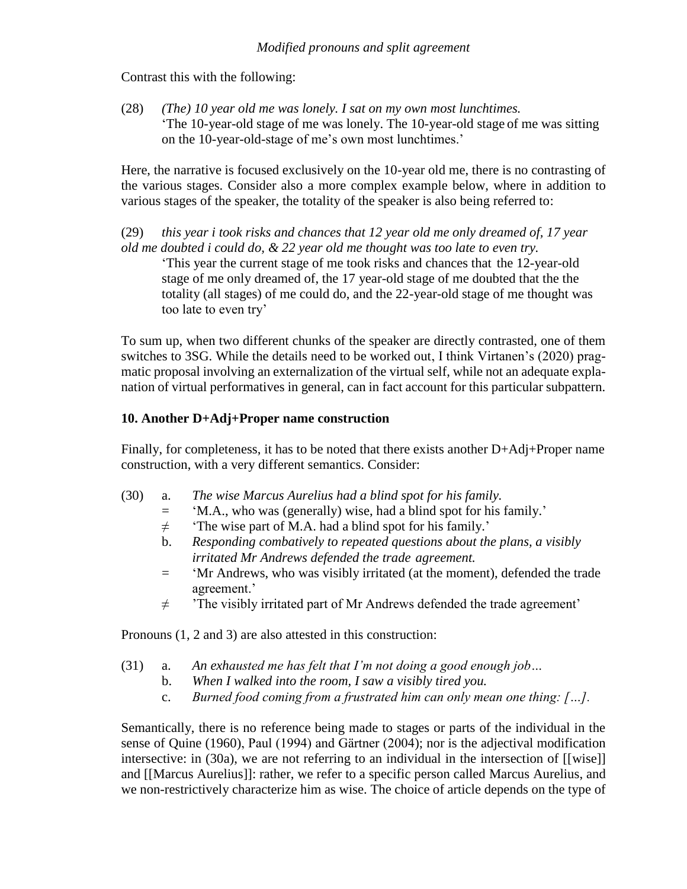Contrast this with the following:

(28) *(The) 10 year old me was lonely. I sat on my own most lunchtimes.*
'The 10-year-old stage of me was lonely. The 10-year-old stage of me was sitting on the 10-year-old-stage of me's own most lunchtimes.'

Here, the narrative is focused exclusively on the 10-year old me, there is no contrasting of the various stages. Consider also a more complex example below, where in addition to various stages of the speaker, the totality of the speaker is also being referred to:

(29) *this year i took risks and chances that 12 year old me only dreamed of, 17 year old me doubted i could do, & 22 year old me thought was too late to even try.*
'This year the current stage of me took risks and chances that the 12-year-old stage of me only dreamed of, the 17 year-old stage of me doubted that the the totality (all stages) of me could do, and the 22-year-old stage of me thought was too late to even try'

To sum up, when two different chunks of the speaker are directly contrasted, one of them switches to 3SG. While the details need to be worked out, I think Virtanen's (2020) pragmatic proposal involving an externalization of the virtual self, while not an adequate explanation of virtual performatives in general, can in fact account for this particular subpattern.

## 10. Another D+Adj+Proper name construction

Finally, for completeness, it has to be noted that there exists another D+Adj+Proper name construction, with a very different semantics. Consider:

(30) a. *The wise Marcus Aurelius had a blind spot for his family.*
= 'M.A., who was (generally) wise, had a blind spot for his family.'
≠ 'The wise part of M.A. had a blind spot for his family.'
b. *Responding combatively to repeated questions about the plans, a visibly irritated Mr Andrews defended the trade agreement.*
= 'Mr Andrews, who was visibly irritated (at the moment), defended the trade agreement.'
≠ 'The visibly irritated part of Mr Andrews defended the trade agreement'

Pronouns (1, 2 and 3) are also attested in this construction:

(31) a. *An exhausted me has felt that I'm not doing a good enough job…*
b. *When I walked into the room, I saw a visibly tired you.*
c. *Burned food coming from a frustrated him can only mean one thing: […].*

Semantically, there is no reference being made to stages or parts of the individual in the sense of Quine (1960), Paul (1994) and Gärtner (2004); nor is the adjectival modification intersective: in (30a), we are not referring to an individual in the intersection of [[wise]] and [[Marcus Aurelius]]: rather, we refer to a specific person called Marcus Aurelius, and we non-restrictively characterize him as wise. The choice of article depends on the type of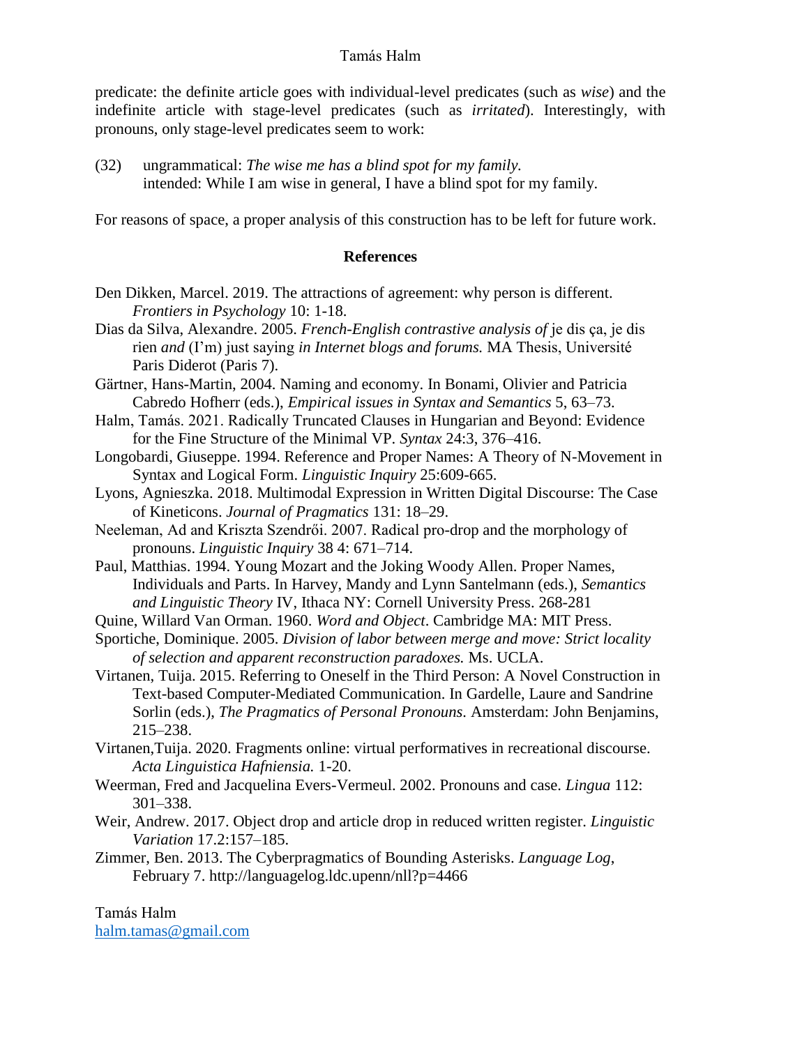predicate: the definite article goes with individual-level predicates (such as *wise*) and the indefinite article with stage-level predicates (such as *irritated*). Interestingly, with pronouns, only stage-level predicates seem to work:

(32) ungrammatical: *The wise me has a blind spot for my family.*
intended: While I am wise in general, I have a blind spot for my family.

For reasons of space, a proper analysis of this construction has to be left for future work.

## References

Den Dikken, Marcel. 2019. The attractions of agreement: why person is different. *Frontiers in Psychology* 10: 1-18.

Dias da Silva, Alexandre. 2005. *French-English contrastive analysis of* je dis ça, je dis rien *and* (I'm) just saying *in Internet blogs and forums.* MA Thesis, Université Paris Diderot (Paris 7).

Gärtner, Hans-Martin, 2004. Naming and economy. In Bonami, Olivier and Patricia Cabredo Hofherr (eds.), *Empirical issues in Syntax and Semantics* 5, 63–73.

Halm, Tamás. 2021. Radically Truncated Clauses in Hungarian and Beyond: Evidence for the Fine Structure of the Minimal VP. *Syntax* 24:3, 376–416.

Longobardi, Giuseppe. 1994. Reference and Proper Names: A Theory of N-Movement in Syntax and Logical Form. *Linguistic Inquiry* 25:609-665.

Lyons, Agnieszka. 2018. Multimodal Expression in Written Digital Discourse: The Case of Kineticons. *Journal of Pragmatics* 131: 18–29.

Neeleman, Ad and Kriszta Szendrői. 2007. Radical pro-drop and the morphology of pronouns. *Linguistic Inquiry* 38 4: 671–714.

Paul, Matthias. 1994. Young Mozart and the Joking Woody Allen. Proper Names, Individuals and Parts. In Harvey, Mandy and Lynn Santelmann (eds.), *Semantics and Linguistic Theory* IV, Ithaca NY: Cornell University Press. 268-281

Quine, Willard Van Orman. 1960. *Word and Object*. Cambridge MA: MIT Press.

Sportiche, Dominique. 2005. *Division of labor between merge and move: Strict locality of selection and apparent reconstruction paradoxes.* Ms. UCLA.

Virtanen, Tuija. 2015. Referring to Oneself in the Third Person: A Novel Construction in Text-based Computer-Mediated Communication. In Gardelle, Laure and Sandrine Sorlin (eds.), *The Pragmatics of Personal Pronouns.* Amsterdam: John Benjamins, 215–238.

Virtanen,Tuija. 2020. Fragments online: virtual performatives in recreational discourse. *Acta Linguistica Hafniensia.* 1-20.

Weerman, Fred and Jacquelina Evers-Vermeul. 2002. Pronouns and case. *Lingua* 112: 301–338.

Weir, Andrew. 2017. Object drop and article drop in reduced written register. *Linguistic Variation* 17.2:157–185.

Zimmer, Ben. 2013. The Cyberpragmatics of Bounding Asterisks. *Language Log*, February 7. http://languagelog.ldc.upenn/nll?p=4466

Tamás Halm
halm.tamas@gmail.com